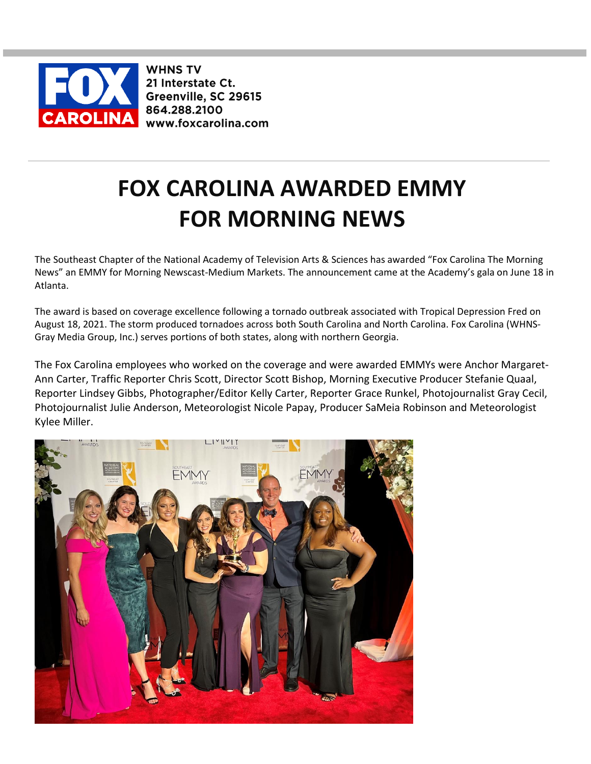WHNS TV
21 Interstate Ct.
Greenville, SC 29615
864.288.2100
www.foxcarolina.com

# FOX CAROLINA AWARDED EMMY FOR MORNING NEWS

The Southeast Chapter of the National Academy of Television Arts & Sciences has awarded "Fox Carolina The Morning News" an EMMY for Morning Newscast-Medium Markets. The announcement came at the Academy's gala on June 18 in Atlanta.

The award is based on coverage excellence following a tornado outbreak associated with Tropical Depression Fred on August 18, 2021. The storm produced tornadoes across both South Carolina and North Carolina. Fox Carolina (WHNS-Gray Media Group, Inc.) serves portions of both states, along with northern Georgia.

The Fox Carolina employees who worked on the coverage and were awarded EMMYs were Anchor Margaret-Ann Carter, Traffic Reporter Chris Scott, Director Scott Bishop, Morning Executive Producer Stefanie Quaal, Reporter Lindsey Gibbs, Photographer/Editor Kelly Carter, Reporter Grace Runkel, Photojournalist Gray Cecil, Photojournalist Julie Anderson, Meteorologist Nicole Papay, Producer SaMeia Robinson and Meteorologist Kylee Miller.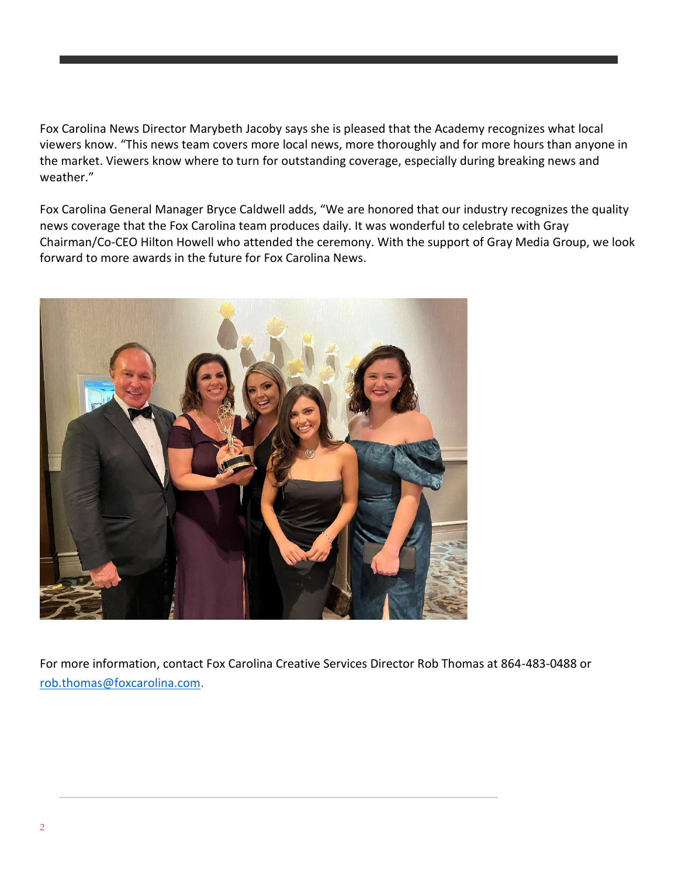Fox Carolina News Director Marybeth Jacoby says she is pleased that the Academy recognizes what local viewers know. “This news team covers more local news, more thoroughly and for more hours than anyone in the market. Viewers know where to turn for outstanding coverage, especially during breaking news and weather.”

Fox Carolina General Manager Bryce Caldwell adds, “We are honored that our industry recognizes the quality news coverage that the Fox Carolina team produces daily. It was wonderful to celebrate with Gray Chairman/Co-CEO Hilton Howell who attended the ceremony. With the support of Gray Media Group, we look forward to more awards in the future for Fox Carolina News.

For more information, contact Fox Carolina Creative Services Director Rob Thomas at 864-483-0488 or rob.thomas@foxcarolina.com.